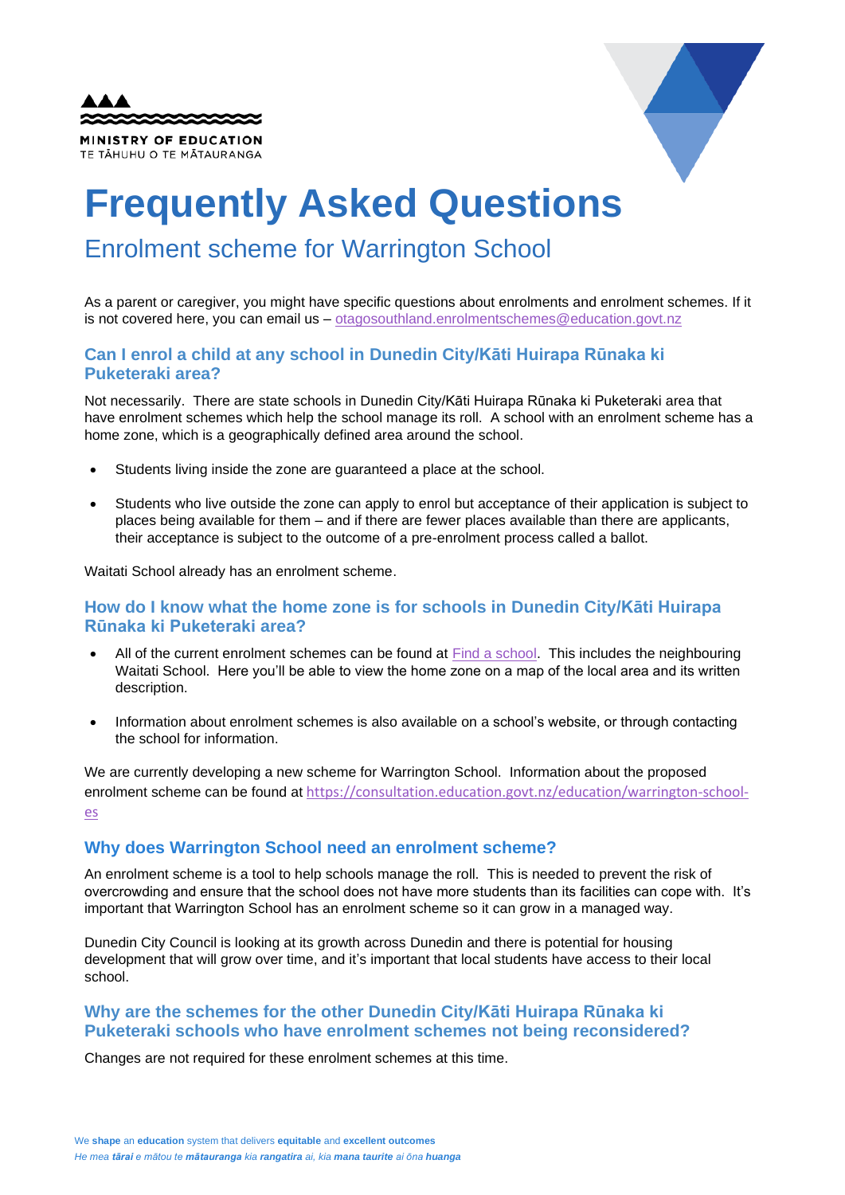MINISTRY OF EDUCATION
TE TĀHUHU O TE MĀTAURANGA

# Frequently Asked Questions

## Enrolment scheme for Warrington School

As a parent or caregiver, you might have specific questions about enrolments and enrolment schemes. If it is not covered here, you can email us – otagosouthland.enrolmentschemes@education.govt.nz

### Can I enrol a child at any school in Dunedin City/Kāti Huirapa Rūnaka ki Puketeraki area?

Not necessarily. There are state schools in Dunedin City/Kāti Huirapa Rūnaka ki Puketeraki area that have enrolment schemes which help the school manage its roll. A school with an enrolment scheme has a home zone, which is a geographically defined area around the school.

- Students living inside the zone are guaranteed a place at the school.
- Students who live outside the zone can apply to enrol but acceptance of their application is subject to places being available for them – and if there are fewer places available than there are applicants, their acceptance is subject to the outcome of a pre-enrolment process called a ballot.

Waitati School already has an enrolment scheme.

### How do I know what the home zone is for schools in Dunedin City/Kāti Huirapa Rūnaka ki Puketeraki area?

- All of the current enrolment schemes can be found at Find a school. This includes the neighbouring Waitati School. Here you'll be able to view the home zone on a map of the local area and its written description.
- Information about enrolment schemes is also available on a school's website, or through contacting the school for information.

We are currently developing a new scheme for Warrington School. Information about the proposed enrolment scheme can be found at https://consultation.education.govt.nz/education/warrington-school-es

### Why does Warrington School need an enrolment scheme?

An enrolment scheme is a tool to help schools manage the roll. This is needed to prevent the risk of overcrowding and ensure that the school does not have more students than its facilities can cope with. It's important that Warrington School has an enrolment scheme so it can grow in a managed way.

Dunedin City Council is looking at its growth across Dunedin and there is potential for housing development that will grow over time, and it's important that local students have access to their local school.

### Why are the schemes for the other Dunedin City/Kāti Huirapa Rūnaka ki Puketeraki schools who have enrolment schemes not being reconsidered?

Changes are not required for these enrolment schemes at this time.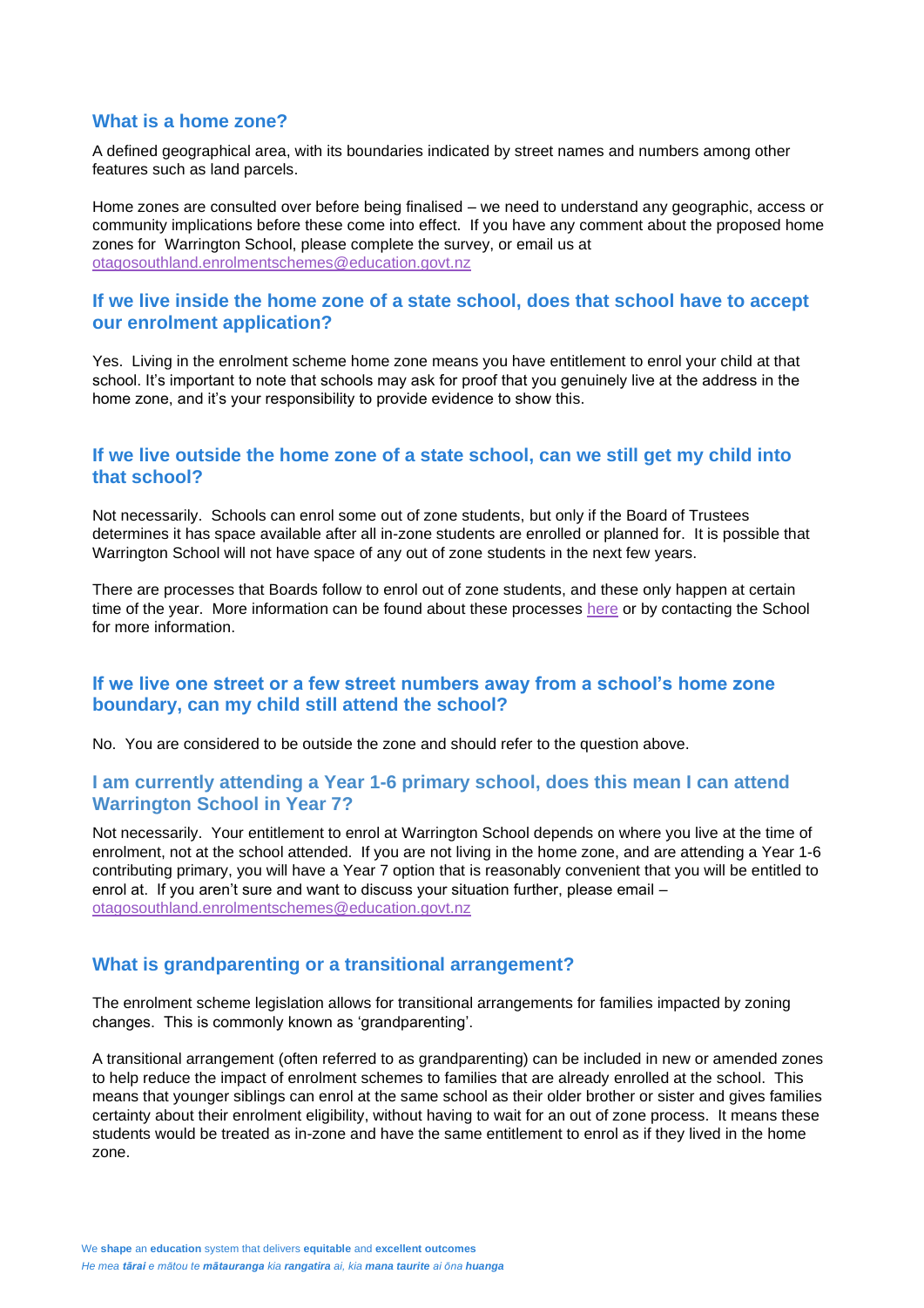## What is a home zone?

A defined geographical area, with its boundaries indicated by street names and numbers among other features such as land parcels.

Home zones are consulted over before being finalised – we need to understand any geographic, access or community implications before these come into effect. If you have any comment about the proposed home zones for Warrington School, please complete the survey, or email us at otagosouthland.enrolmentschemes@education.govt.nz

## If we live inside the home zone of a state school, does that school have to accept our enrolment application?

Yes. Living in the enrolment scheme home zone means you have entitlement to enrol your child at that school. It's important to note that schools may ask for proof that you genuinely live at the address in the home zone, and it's your responsibility to provide evidence to show this.

## If we live outside the home zone of a state school, can we still get my child into that school?

Not necessarily. Schools can enrol some out of zone students, but only if the Board of Trustees determines it has space available after all in-zone students are enrolled or planned for. It is possible that Warrington School will not have space of any out of zone students in the next few years.

There are processes that Boards follow to enrol out of zone students, and these only happen at certain time of the year. More information can be found about these processes here or by contacting the School for more information.

## If we live one street or a few street numbers away from a school's home zone boundary, can my child still attend the school?

No. You are considered to be outside the zone and should refer to the question above.

## I am currently attending a Year 1-6 primary school, does this mean I can attend Warrington School in Year 7?

Not necessarily. Your entitlement to enrol at Warrington School depends on where you live at the time of enrolment, not at the school attended. If you are not living in the home zone, and are attending a Year 1-6 contributing primary, you will have a Year 7 option that is reasonably convenient that you will be entitled to enrol at. If you aren't sure and want to discuss your situation further, please email – otagosouthland.enrolmentschemes@education.govt.nz

## What is grandparenting or a transitional arrangement?

The enrolment scheme legislation allows for transitional arrangements for families impacted by zoning changes. This is commonly known as 'grandparenting'.

A transitional arrangement (often referred to as grandparenting) can be included in new or amended zones to help reduce the impact of enrolment schemes to families that are already enrolled at the school. This means that younger siblings can enrol at the same school as their older brother or sister and gives families certainty about their enrolment eligibility, without having to wait for an out of zone process. It means these students would be treated as in-zone and have the same entitlement to enrol as if they lived in the home zone.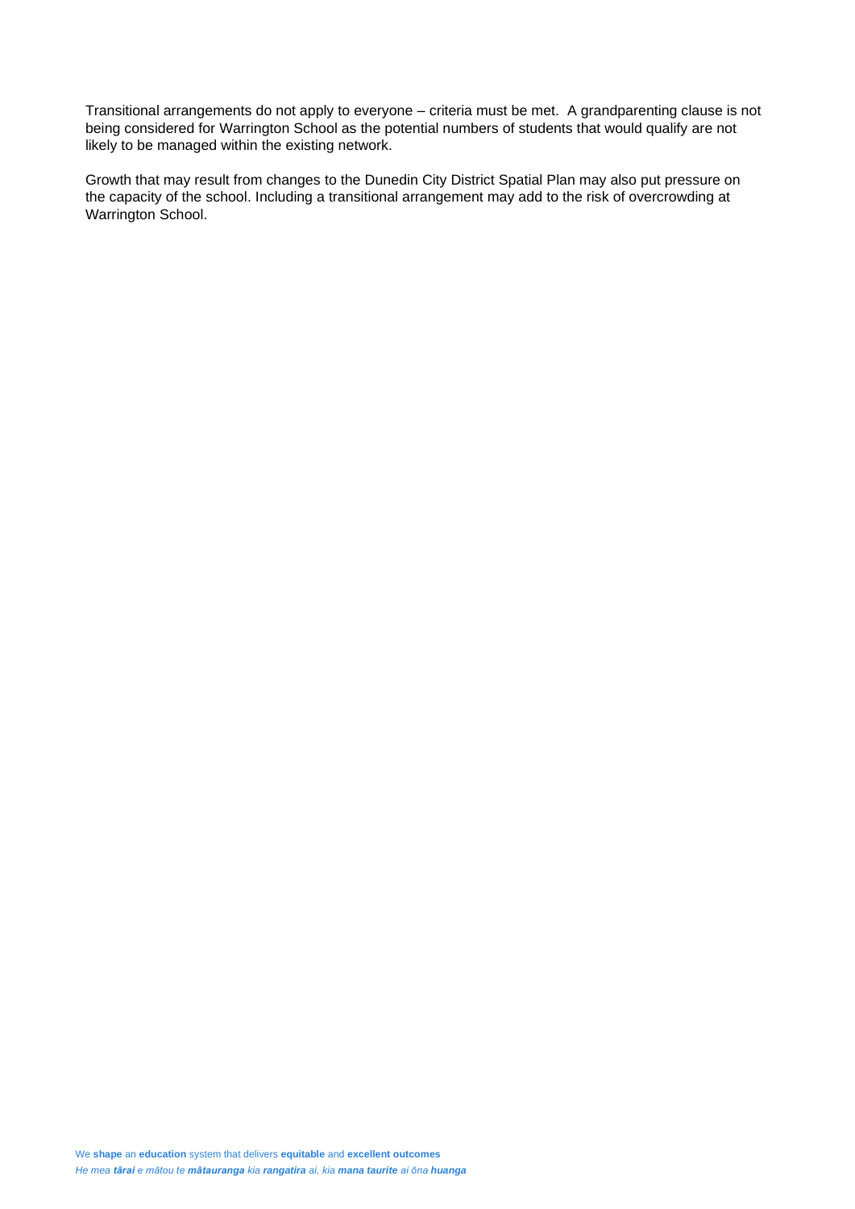Transitional arrangements do not apply to everyone – criteria must be met. A grandparenting clause is not being considered for Warrington School as the potential numbers of students that would qualify are not likely to be managed within the existing network.

Growth that may result from changes to the Dunedin City District Spatial Plan may also put pressure on the capacity of the school. Including a transitional arrangement may add to the risk of overcrowding at Warrington School.